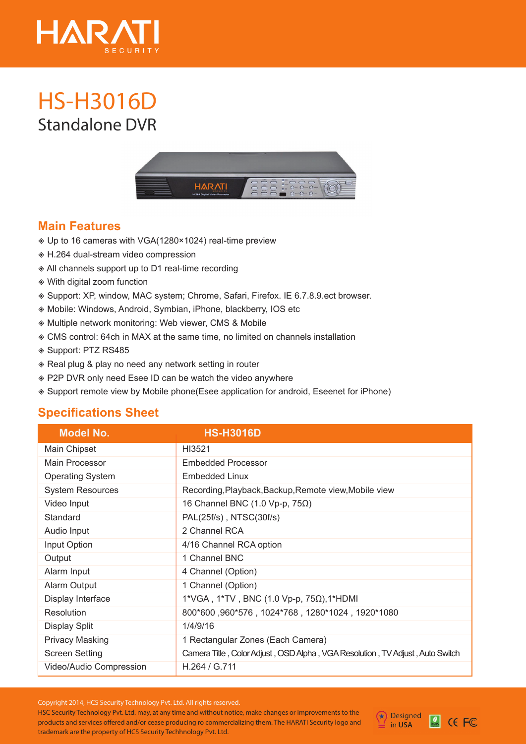HARATI SECURITY

# HS-H3016D

## Standalone DVR

## Main Features

- Up to 16 cameras with VGA(1280×1024) real-time preview
- H.264 dual-stream video compression
- All channels support up to D1 real-time recording
- With digital zoom function
- Support: XP, window, MAC system; Chrome, Safari, Firefox. IE 6.7.8.9.ect browser.
- Mobile: Windows, Android, Symbian, iPhone, blackberry, IOS etc
- Multiple network monitoring: Web viewer, CMS & Mobile
- CMS control: 64ch in MAX at the same time, no limited on channels installation
- Support: PTZ RS485
- Real plug & play no need any network setting in router
- P2P DVR only need Esee ID can be watch the video anywhere
- Support remote view by Mobile phone(Esee application for android, Eseenet for iPhone)

## Specifications Sheet

| Model No. | HS-H3016D |
|---|---|
| Main Chipset | HI3521 |
| Main Processor | Embedded Processor |
| Operating System | Embedded Linux |
| System Resources | Recording,Playback,Backup,Remote view,Mobile view |
| Video Input | 16 Channel BNC (1.0 Vp-p, 75Ω) |
| Standard | PAL(25f/s) , NTSC(30f/s) |
| Audio Input | 2 Channel RCA |
| Input Option | 4/16 Channel RCA option |
| Output | 1 Channel BNC |
| Alarm Input | 4 Channel (Option) |
| Alarm Output | 1 Channel (Option) |
| Display Interface | 1*VGA , 1*TV , BNC (1.0 Vp-p, 75Ω),1*HDMI |
| Resolution | 800*600 ,960*576 , 1024*768 , 1280*1024 , 1920*1080 |
| Display Split | 1/4/9/16 |
| Privacy Masking | 1 Rectangular Zones (Each Camera) |
| Screen Setting | Camera Title , Color Adjust , OSD Alpha , VGA Resolution , TV Adjust , Auto Switch |
| Video/Audio Compression | H.264 / G.711 |

Copyright 2014, HCS Security Technology Pvt. Ltd. All rights reserved.
HSC Security Technology Pvt. Ltd. may, at any time and without notice, make changes or improvements to the products and services offered and/or cease producing ro commercializing them. The HARATI Security logo and trademark are the property of HCS Security Techhnology Pvt. Ltd.

Designed in USA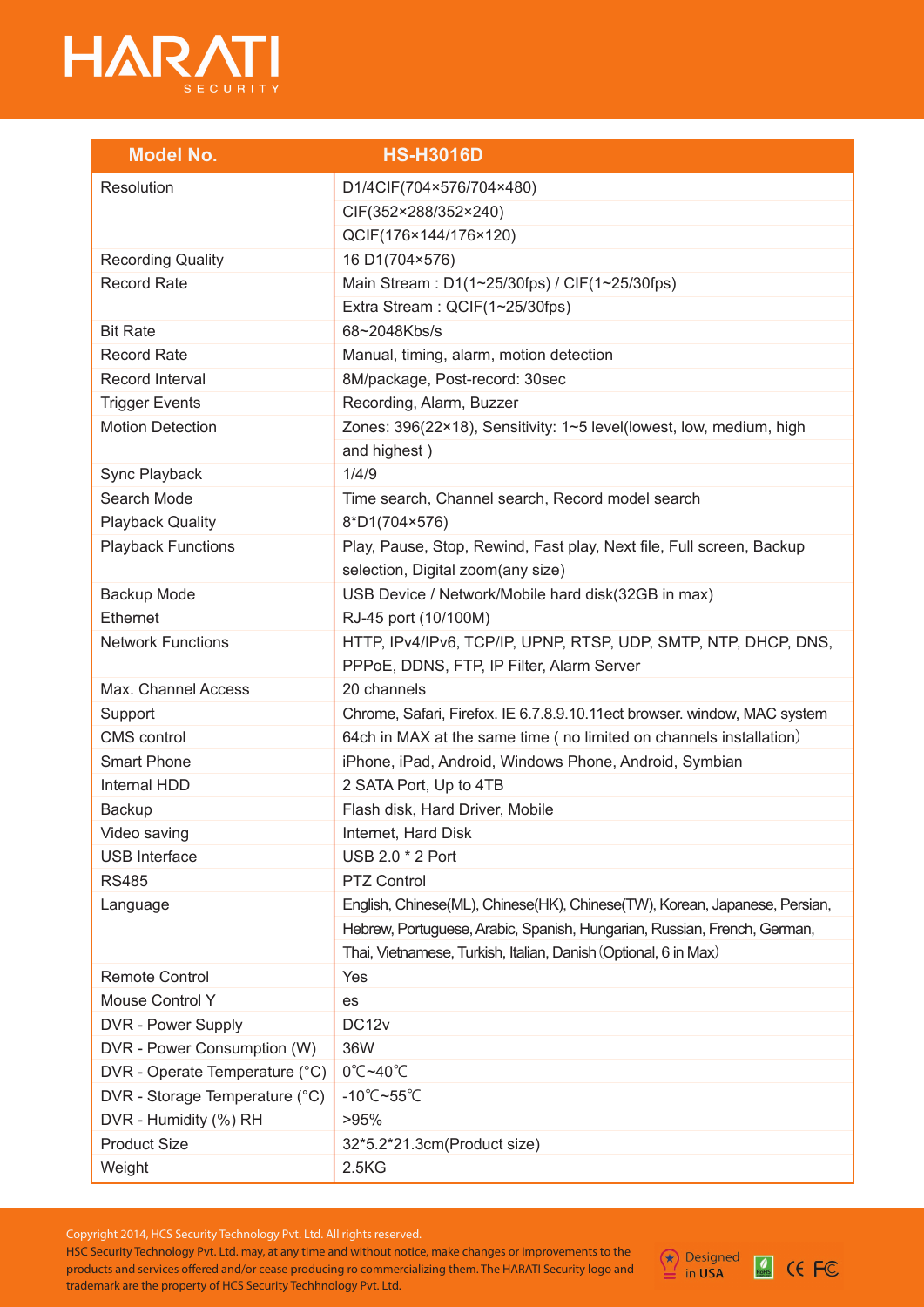# HARATI SECURITY

| Model No. | HS-H3016D |
|---|---|
| Resolution | D1/4CIF(704×576/704×480) |
| | CIF(352×288/352×240) |
| | QCIF(176×144/176×120) |
| Recording Quality | 16 D1(704×576) |
| Record Rate | Main Stream : D1(1~25/30fps) / CIF(1~25/30fps) |
| | Extra Stream : QCIF(1~25/30fps) |
| Bit Rate | 68~2048Kbs/s |
| Record Rate | Manual, timing, alarm, motion detection |
| Record Interval | 8M/package, Post-record: 30sec |
| Trigger Events | Recording, Alarm, Buzzer |
| Motion Detection | Zones: 396(22×18), Sensitivity: 1~5 level(lowest, low, medium, high and highest ) |
| Sync Playback | 1/4/9 |
| Search Mode | Time search, Channel search, Record model search |
| Playback Quality | 8*D1(704×576) |
| Playback Functions | Play, Pause, Stop, Rewind, Fast play, Next file, Full screen, Backup selection, Digital zoom(any size) |
| Backup Mode | USB Device / Network/Mobile hard disk(32GB in max) |
| Ethernet | RJ-45 port (10/100M) |
| Network Functions | HTTP, IPv4/IPv6, TCP/IP, UPNP, RTSP, UDP, SMTP, NTP, DHCP, DNS, PPPoE, DDNS, FTP, IP Filter, Alarm Server |
| Max. Channel Access | 20 channels |
| Support | Chrome, Safari, Firefox. IE 6.7.8.9.10.11ect browser. window, MAC system |
| CMS control | 64ch in MAX at the same time ( no limited on channels installation) |
| Smart Phone | iPhone, iPad, Android, Windows Phone, Android, Symbian |
| Internal HDD | 2 SATA Port, Up to 4TB |
| Backup | Flash disk, Hard Driver, Mobile |
| Video saving | Internet, Hard Disk |
| USB Interface | USB 2.0 * 2 Port |
| RS485 | PTZ Control |
| Language | English, Chinese(ML), Chinese(HK), Chinese(TW), Korean, Japanese, Persian, Hebrew, Portuguese, Arabic, Spanish, Hungarian, Russian, French, German, Thai, Vietnamese, Turkish, Italian, Danish (Optional, 6 in Max) |
| Remote Control | Yes |
| Mouse Control Y | es |
| DVR - Power Supply | DC12v |
| DVR - Power Consumption (W) | 36W |
| DVR - Operate Temperature (°C) | 0℃~40℃ |
| DVR - Storage Temperature (°C) | -10℃~55℃ |
| DVR - Humidity (%) RH | >95% |
| Product Size | 32*5.2*21.3cm(Product size) |
| Weight | 2.5KG |

Copyright 2014, HCS Security Technology Pvt. Ltd. All rights reserved.
HSC Security Technology Pvt. Ltd. may, at any time and without notice, make changes or improvements to the products and services offered and/or cease producing ro commercializing them. The HARATI Security logo and trademark are the property of HCS Security Techhnology Pvt. Ltd.

Designed in USA

RoHS CE FC